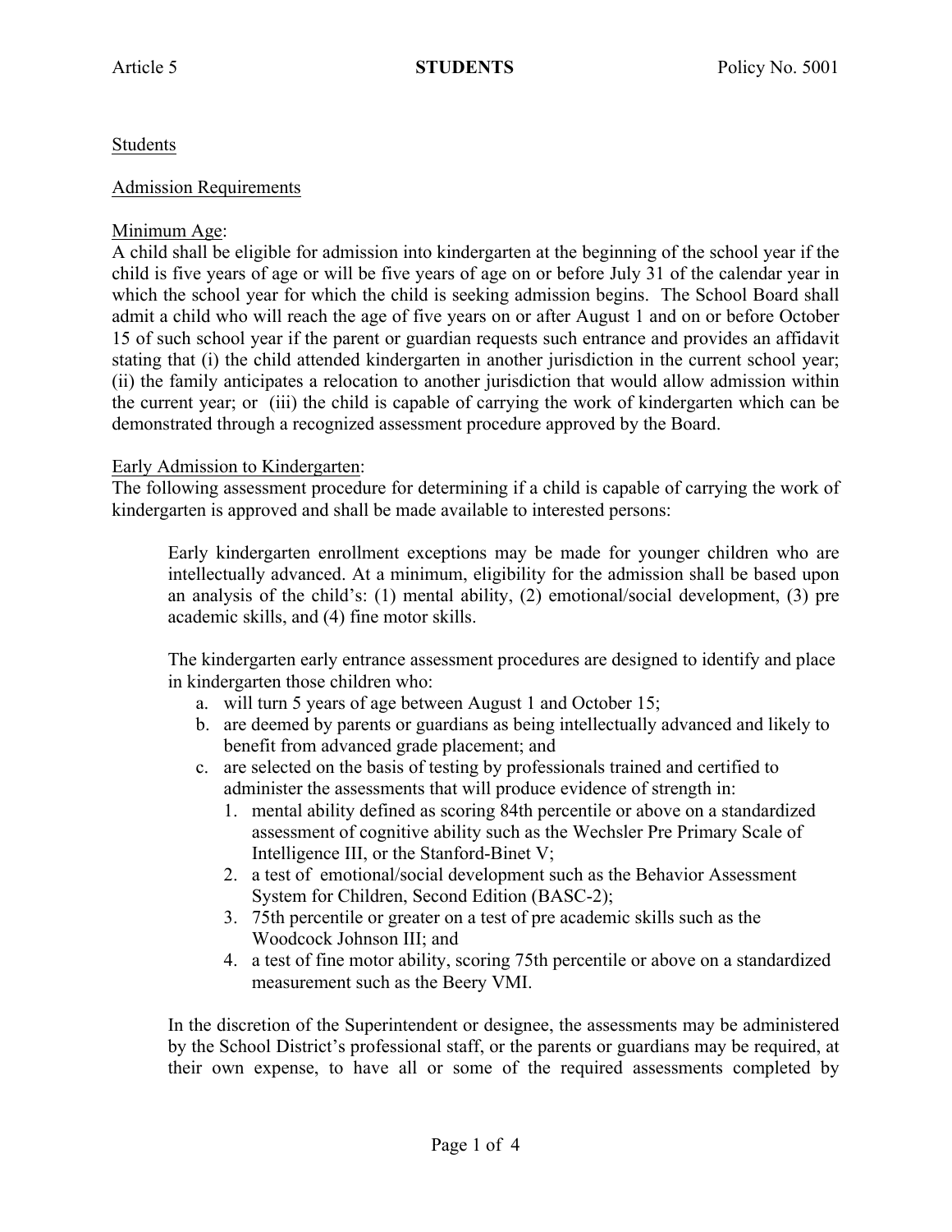Students

Admission Requirements

Minimum Age:
A child shall be eligible for admission into kindergarten at the beginning of the school year if the child is five years of age or will be five years of age on or before July 31 of the calendar year in which the school year for which the child is seeking admission begins. The School Board shall admit a child who will reach the age of five years on or after August 1 and on or before October 15 of such school year if the parent or guardian requests such entrance and provides an affidavit stating that (i) the child attended kindergarten in another jurisdiction in the current school year; (ii) the family anticipates a relocation to another jurisdiction that would allow admission within the current year; or (iii) the child is capable of carrying the work of kindergarten which can be demonstrated through a recognized assessment procedure approved by the Board.

Early Admission to Kindergarten:
The following assessment procedure for determining if a child is capable of carrying the work of kindergarten is approved and shall be made available to interested persons:

> Early kindergarten enrollment exceptions may be made for younger children who are intellectually advanced. At a minimum, eligibility for the admission shall be based upon an analysis of the child's: (1) mental ability, (2) emotional/social development, (3) pre academic skills, and (4) fine motor skills.
>
> The kindergarten early entrance assessment procedures are designed to identify and place in kindergarten those children who:
>
> a. will turn 5 years of age between August 1 and October 15;
> b. are deemed by parents or guardians as being intellectually advanced and likely to benefit from advanced grade placement; and
> c. are selected on the basis of testing by professionals trained and certified to administer the assessments that will produce evidence of strength in:
>    1. mental ability defined as scoring 84th percentile or above on a standardized assessment of cognitive ability such as the Wechsler Pre Primary Scale of Intelligence III, or the Stanford-Binet V;
>    2. a test of emotional/social development such as the Behavior Assessment System for Children, Second Edition (BASC-2);
>    3. 75th percentile or greater on a test of pre academic skills such as the Woodcock Johnson III; and
>    4. a test of fine motor ability, scoring 75th percentile or above on a standardized measurement such as the Beery VMI.
>
> In the discretion of the Superintendent or designee, the assessments may be administered by the School District's professional staff, or the parents or guardians may be required, at their own expense, to have all or some of the required assessments completed by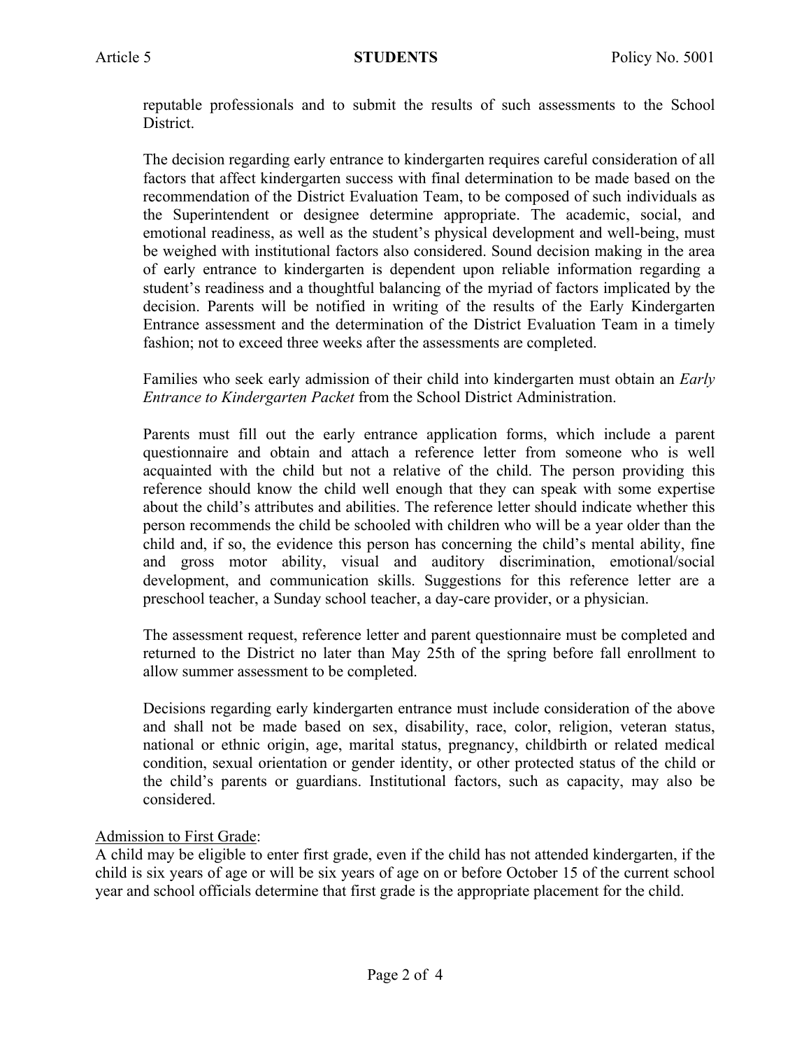reputable professionals and to submit the results of such assessments to the School District.

The decision regarding early entrance to kindergarten requires careful consideration of all factors that affect kindergarten success with final determination to be made based on the recommendation of the District Evaluation Team, to be composed of such individuals as the Superintendent or designee determine appropriate. The academic, social, and emotional readiness, as well as the student's physical development and well-being, must be weighed with institutional factors also considered. Sound decision making in the area of early entrance to kindergarten is dependent upon reliable information regarding a student's readiness and a thoughtful balancing of the myriad of factors implicated by the decision. Parents will be notified in writing of the results of the Early Kindergarten Entrance assessment and the determination of the District Evaluation Team in a timely fashion; not to exceed three weeks after the assessments are completed.

Families who seek early admission of their child into kindergarten must obtain an *Early Entrance to Kindergarten Packet* from the School District Administration.

Parents must fill out the early entrance application forms, which include a parent questionnaire and obtain and attach a reference letter from someone who is well acquainted with the child but not a relative of the child. The person providing this reference should know the child well enough that they can speak with some expertise about the child's attributes and abilities. The reference letter should indicate whether this person recommends the child be schooled with children who will be a year older than the child and, if so, the evidence this person has concerning the child's mental ability, fine and gross motor ability, visual and auditory discrimination, emotional/social development, and communication skills. Suggestions for this reference letter are a preschool teacher, a Sunday school teacher, a day-care provider, or a physician.

The assessment request, reference letter and parent questionnaire must be completed and returned to the District no later than May 25th of the spring before fall enrollment to allow summer assessment to be completed.

Decisions regarding early kindergarten entrance must include consideration of the above and shall not be made based on sex, disability, race, color, religion, veteran status, national or ethnic origin, age, marital status, pregnancy, childbirth or related medical condition, sexual orientation or gender identity, or other protected status of the child or the child's parents or guardians. Institutional factors, such as capacity, may also be considered.

Admission to First Grade:

A child may be eligible to enter first grade, even if the child has not attended kindergarten, if the child is six years of age or will be six years of age on or before October 15 of the current school year and school officials determine that first grade is the appropriate placement for the child.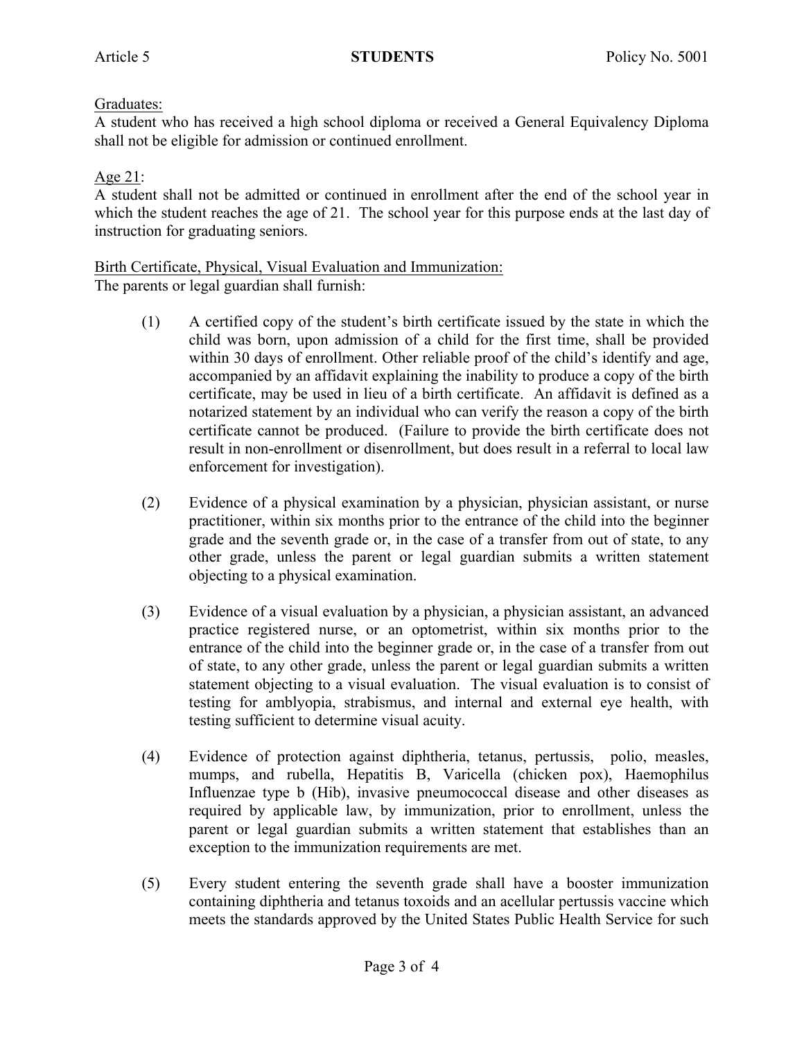Graduates:
A student who has received a high school diploma or received a General Equivalency Diploma shall not be eligible for admission or continued enrollment.

Age 21:
A student shall not be admitted or continued in enrollment after the end of the school year in which the student reaches the age of 21. The school year for this purpose ends at the last day of instruction for graduating seniors.

Birth Certificate, Physical, Visual Evaluation and Immunization:
The parents or legal guardian shall furnish:

(1) A certified copy of the student's birth certificate issued by the state in which the child was born, upon admission of a child for the first time, shall be provided within 30 days of enrollment. Other reliable proof of the child's identify and age, accompanied by an affidavit explaining the inability to produce a copy of the birth certificate, may be used in lieu of a birth certificate. An affidavit is defined as a notarized statement by an individual who can verify the reason a copy of the birth certificate cannot be produced. (Failure to provide the birth certificate does not result in non-enrollment or disenrollment, but does result in a referral to local law enforcement for investigation).

(2) Evidence of a physical examination by a physician, physician assistant, or nurse practitioner, within six months prior to the entrance of the child into the beginner grade and the seventh grade or, in the case of a transfer from out of state, to any other grade, unless the parent or legal guardian submits a written statement objecting to a physical examination.

(3) Evidence of a visual evaluation by a physician, a physician assistant, an advanced practice registered nurse, or an optometrist, within six months prior to the entrance of the child into the beginner grade or, in the case of a transfer from out of state, to any other grade, unless the parent or legal guardian submits a written statement objecting to a visual evaluation. The visual evaluation is to consist of testing for amblyopia, strabismus, and internal and external eye health, with testing sufficient to determine visual acuity.

(4) Evidence of protection against diphtheria, tetanus, pertussis, polio, measles, mumps, and rubella, Hepatitis B, Varicella (chicken pox), Haemophilus Influenzae type b (Hib), invasive pneumococcal disease and other diseases as required by applicable law, by immunization, prior to enrollment, unless the parent or legal guardian submits a written statement that establishes than an exception to the immunization requirements are met.

(5) Every student entering the seventh grade shall have a booster immunization containing diphtheria and tetanus toxoids and an acellular pertussis vaccine which meets the standards approved by the United States Public Health Service for such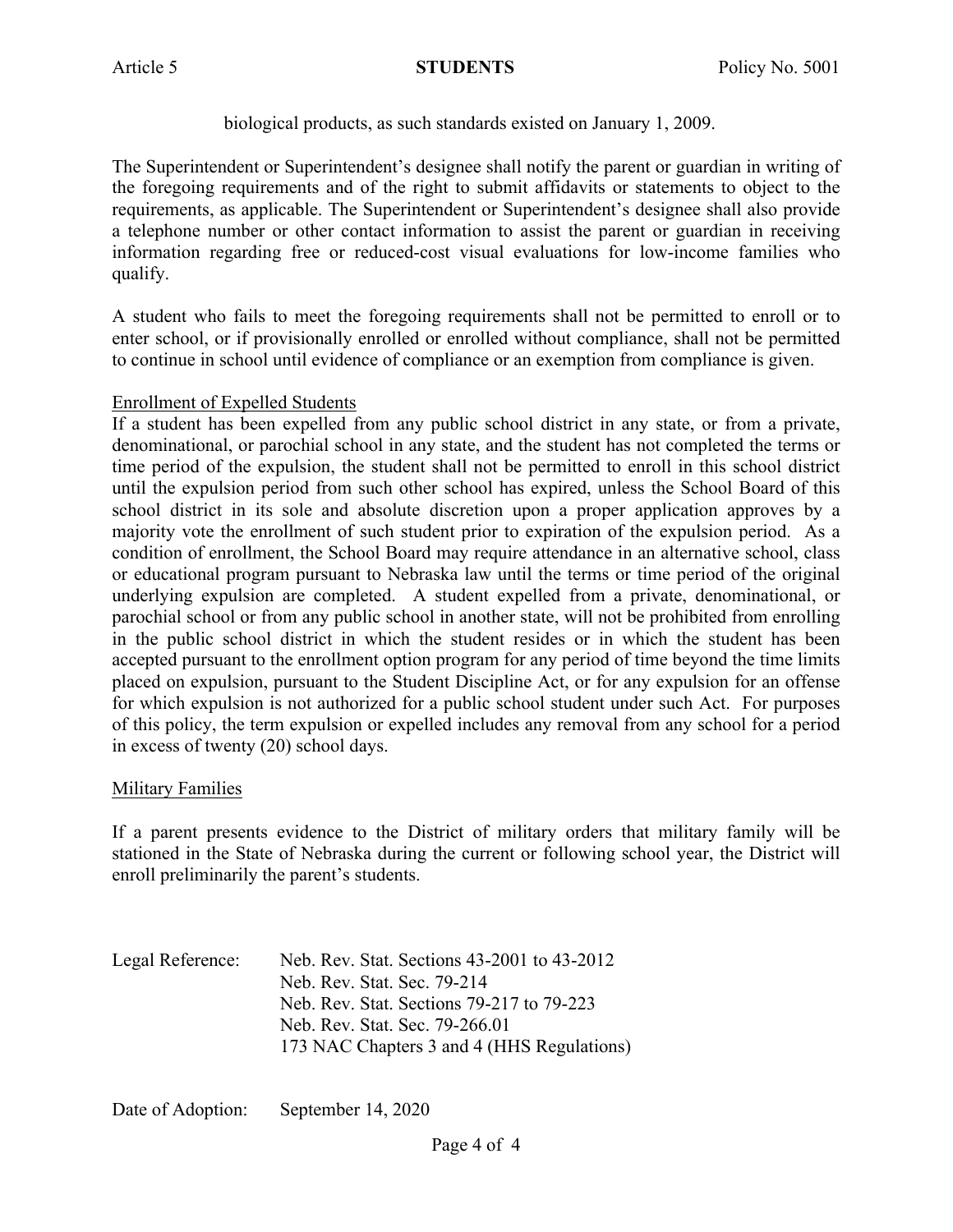biological products, as such standards existed on January 1, 2009.

The Superintendent or Superintendent's designee shall notify the parent or guardian in writing of the foregoing requirements and of the right to submit affidavits or statements to object to the requirements, as applicable. The Superintendent or Superintendent's designee shall also provide a telephone number or other contact information to assist the parent or guardian in receiving information regarding free or reduced-cost visual evaluations for low-income families who qualify.

A student who fails to meet the foregoing requirements shall not be permitted to enroll or to enter school, or if provisionally enrolled or enrolled without compliance, shall not be permitted to continue in school until evidence of compliance or an exemption from compliance is given.

Enrollment of Expelled Students

If a student has been expelled from any public school district in any state, or from a private, denominational, or parochial school in any state, and the student has not completed the terms or time period of the expulsion, the student shall not be permitted to enroll in this school district until the expulsion period from such other school has expired, unless the School Board of this school district in its sole and absolute discretion upon a proper application approves by a majority vote the enrollment of such student prior to expiration of the expulsion period. As a condition of enrollment, the School Board may require attendance in an alternative school, class or educational program pursuant to Nebraska law until the terms or time period of the original underlying expulsion are completed. A student expelled from a private, denominational, or parochial school or from any public school in another state, will not be prohibited from enrolling in the public school district in which the student resides or in which the student has been accepted pursuant to the enrollment option program for any period of time beyond the time limits placed on expulsion, pursuant to the Student Discipline Act, or for any expulsion for an offense for which expulsion is not authorized for a public school student under such Act. For purposes of this policy, the term expulsion or expelled includes any removal from any school for a period in excess of twenty (20) school days.

Military Families

If a parent presents evidence to the District of military orders that military family will be stationed in the State of Nebraska during the current or following school year, the District will enroll preliminarily the parent's students.

Legal Reference: Neb. Rev. Stat. Sections 43-2001 to 43-2012
Neb. Rev. Stat. Sec. 79-214
Neb. Rev. Stat. Sections 79-217 to 79-223
Neb. Rev. Stat. Sec. 79-266.01
173 NAC Chapters 3 and 4 (HHS Regulations)

Date of Adoption: September 14, 2020